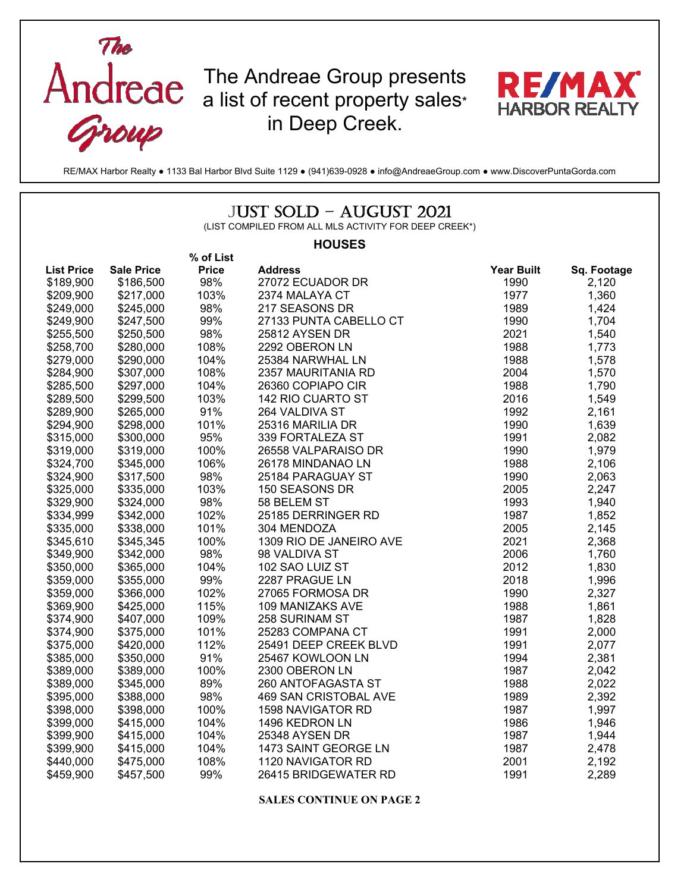The Andreae Group

The Andreae Group presents a list of recent property sales* in Deep Creek.

RE/MAX HARBOR REALTY

RE/MAX Harbor Realty ● 1133 Bal Harbor Blvd Suite 1129 ● (941)639-0928 ● info@AndreaeGroup.com ● www.DiscoverPuntaGorda.com

# JUST SOLD – AUGUST 2021

(LIST COMPILED FROM ALL MLS ACTIVITY FOR DEEP CREEK*)

## HOUSES

| List Price | Sale Price | % of List Price | Address | Year Built | Sq. Footage |
|---|---|---|---|---|---|
| $189,900 | $186,500 | 98% | 27072 ECUADOR DR | 1990 | 2,120 |
| $209,900 | $217,000 | 103% | 2374 MALAYA CT | 1977 | 1,360 |
| $249,000 | $245,000 | 98% | 217 SEASONS DR | 1989 | 1,424 |
| $249,900 | $247,500 | 99% | 27133 PUNTA CABELLO CT | 1990 | 1,704 |
| $255,500 | $250,500 | 98% | 25812 AYSEN DR | 2021 | 1,540 |
| $258,700 | $280,000 | 108% | 2292 OBERON LN | 1988 | 1,773 |
| $279,000 | $290,000 | 104% | 25384 NARWHAL LN | 1988 | 1,578 |
| $284,900 | $307,000 | 108% | 2357 MAURITANIA RD | 2004 | 1,570 |
| $285,500 | $297,000 | 104% | 26360 COPIAPO CIR | 1988 | 1,790 |
| $289,500 | $299,500 | 103% | 142 RIO CUARTO ST | 2016 | 1,549 |
| $289,900 | $265,000 | 91% | 264 VALDIVA ST | 1992 | 2,161 |
| $294,900 | $298,000 | 101% | 25316 MARILIA DR | 1990 | 1,639 |
| $315,000 | $300,000 | 95% | 339 FORTALEZA ST | 1991 | 2,082 |
| $319,000 | $319,000 | 100% | 26558 VALPARAISO DR | 1990 | 1,979 |
| $324,700 | $345,000 | 106% | 26178 MINDANAO LN | 1988 | 2,106 |
| $324,900 | $317,500 | 98% | 25184 PARAGUAY ST | 1990 | 2,063 |
| $325,000 | $335,000 | 103% | 150 SEASONS DR | 2005 | 2,247 |
| $329,900 | $324,000 | 98% | 58 BELEM ST | 1993 | 1,940 |
| $334,999 | $342,000 | 102% | 25185 DERRINGER RD | 1987 | 1,852 |
| $335,000 | $338,000 | 101% | 304 MENDOZA | 2005 | 2,145 |
| $345,610 | $345,345 | 100% | 1309 RIO DE JANEIRO AVE | 2021 | 2,368 |
| $349,900 | $342,000 | 98% | 98 VALDIVA ST | 2006 | 1,760 |
| $350,000 | $365,000 | 104% | 102 SAO LUIZ ST | 2012 | 1,830 |
| $359,000 | $355,000 | 99% | 2287 PRAGUE LN | 2018 | 1,996 |
| $359,000 | $366,000 | 102% | 27065 FORMOSA DR | 1990 | 2,327 |
| $369,900 | $425,000 | 115% | 109 MANIZAKS AVE | 1988 | 1,861 |
| $374,900 | $407,000 | 109% | 258 SURINAM ST | 1987 | 1,828 |
| $374,900 | $375,000 | 101% | 25283 COMPANA CT | 1991 | 2,000 |
| $375,000 | $420,000 | 112% | 25491 DEEP CREEK BLVD | 1991 | 2,077 |
| $385,000 | $350,000 | 91% | 25467 KOWLOON LN | 1994 | 2,381 |
| $389,000 | $389,000 | 100% | 2300 OBERON LN | 1987 | 2,042 |
| $389,000 | $345,000 | 89% | 260 ANTOFAGASTA ST | 1988 | 2,022 |
| $395,000 | $388,000 | 98% | 469 SAN CRISTOBAL AVE | 1989 | 2,392 |
| $398,000 | $398,000 | 100% | 1598 NAVIGATOR RD | 1987 | 1,997 |
| $399,000 | $415,000 | 104% | 1496 KEDRON LN | 1986 | 1,946 |
| $399,900 | $415,000 | 104% | 25348 AYSEN DR | 1987 | 1,944 |
| $399,900 | $415,000 | 104% | 1473 SAINT GEORGE LN | 1987 | 2,478 |
| $440,000 | $475,000 | 108% | 1120 NAVIGATOR RD | 2001 | 2,192 |
| $459,900 | $457,500 | 99% | 26415 BRIDGEWATER RD | 1991 | 2,289 |

**SALES CONTINUE ON PAGE 2**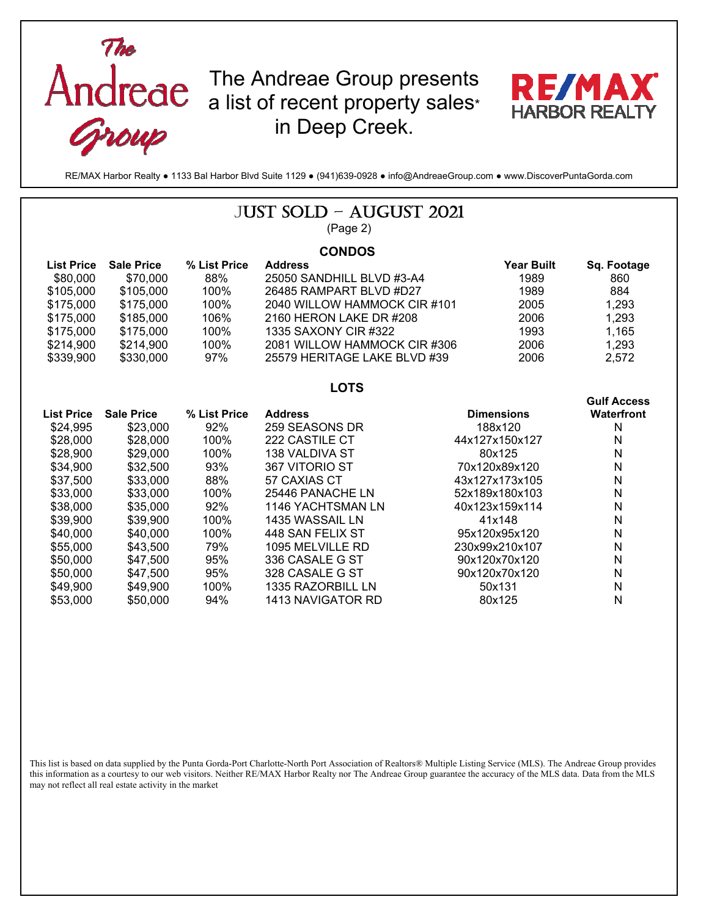The Andreae Group

The Andreae Group presents a list of recent property sales* in Deep Creek.

RE/MAX HARBOR REALTY

RE/MAX Harbor Realty ● 1133 Bal Harbor Blvd Suite 1129 ● (941)639-0928 ● info@AndreaeGroup.com ● www.DiscoverPuntaGorda.com

# JUST SOLD – AUGUST 2021

(Page 2)

## CONDOS

| List Price | Sale Price | % List Price | Address | Year Built | Sq. Footage |
|---|---|---|---|---|---|
| $80,000 | $70,000 | 88% | 25050 SANDHILL BLVD #3-A4 | 1989 | 860 |
| $105,000 | $105,000 | 100% | 26485 RAMPART BLVD #D27 | 1989 | 884 |
| $175,000 | $175,000 | 100% | 2040 WILLOW HAMMOCK CIR #101 | 2005 | 1,293 |
| $175,000 | $185,000 | 106% | 2160 HERON LAKE DR #208 | 2006 | 1,293 |
| $175,000 | $175,000 | 100% | 1335 SAXONY CIR #322 | 1993 | 1,165 |
| $214,900 | $214,900 | 100% | 2081 WILLOW HAMMOCK CIR #306 | 2006 | 1,293 |
| $339,900 | $330,000 | 97% | 25579 HERITAGE LAKE BLVD #39 | 2006 | 2,572 |

## LOTS

| List Price | Sale Price | % List Price | Address | Dimensions | Gulf Access Waterfront |
|---|---|---|---|---|---|
| $24,995 | $23,000 | 92% | 259 SEASONS DR | 188x120 | N |
| $28,000 | $28,000 | 100% | 222 CASTILE CT | 44x127x150x127 | N |
| $28,900 | $29,000 | 100% | 138 VALDIVA ST | 80x125 | N |
| $34,900 | $32,500 | 93% | 367 VITORIO ST | 70x120x89x120 | N |
| $37,500 | $33,000 | 88% | 57 CAXIAS CT | 43x127x173x105 | N |
| $33,000 | $33,000 | 100% | 25446 PANACHE LN | 52x189x180x103 | N |
| $38,000 | $35,000 | 92% | 1146 YACHTSMAN LN | 40x123x159x114 | N |
| $39,900 | $39,900 | 100% | 1435 WASSAIL LN | 41x148 | N |
| $40,000 | $40,000 | 100% | 448 SAN FELIX ST | 95x120x95x120 | N |
| $55,000 | $43,500 | 79% | 1095 MELVILLE RD | 230x99x210x107 | N |
| $50,000 | $47,500 | 95% | 336 CASALE G ST | 90x120x70x120 | N |
| $50,000 | $47,500 | 95% | 328 CASALE G ST | 90x120x70x120 | N |
| $49,900 | $49,900 | 100% | 1335 RAZORBILL LN | 50x131 | N |
| $53,000 | $50,000 | 94% | 1413 NAVIGATOR RD | 80x125 | N |

This list is based on data supplied by the Punta Gorda-Port Charlotte-North Port Association of Realtors® Multiple Listing Service (MLS). The Andreae Group provides this information as a courtesy to our web visitors. Neither RE/MAX Harbor Realty nor The Andreae Group guarantee the accuracy of the MLS data. Data from the MLS may not reflect all real estate activity in the market